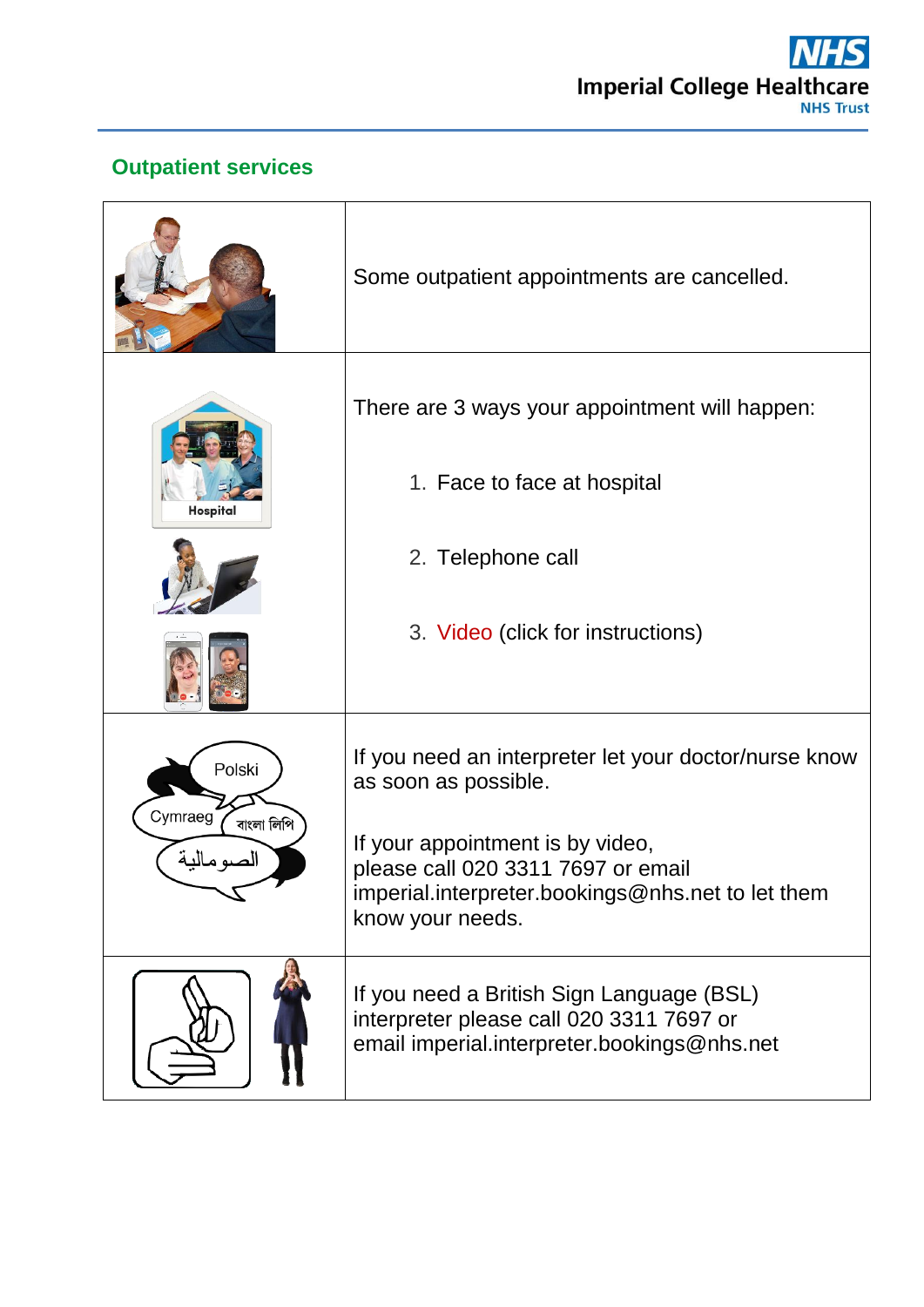## Outpatient services

Some outpatient appointments are cancelled.

There are 3 ways your appointment will happen:

1. Face to face at hospital
2. Telephone call
3. Video (click for instructions)

If you need an interpreter let your doctor/nurse know as soon as possible.

If your appointment is by video, please call 020 3311 7697 or email imperial.interpreter.bookings@nhs.net to let them know your needs.

If you need a British Sign Language (BSL) interpreter please call 020 3311 7697 or email imperial.interpreter.bookings@nhs.net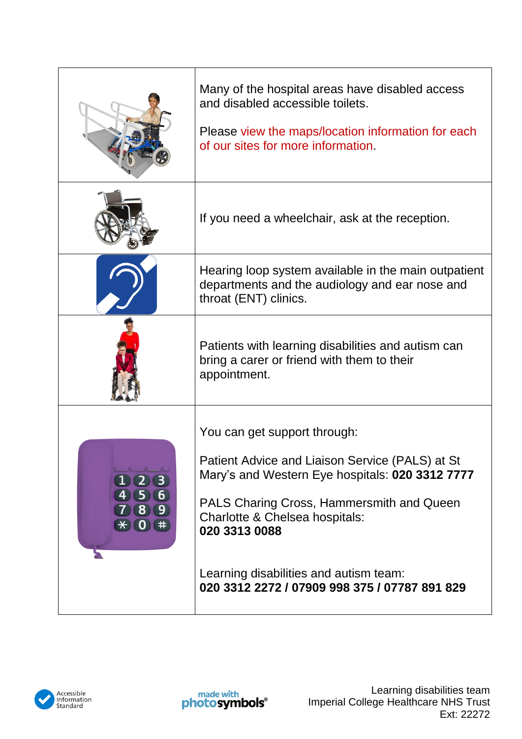| | |
|---|---|
| | Many of the hospital areas have disabled access and disabled accessible toilets.<br><br>Please view the maps/location information for each of our sites for more information. |
| | If you need a wheelchair, ask at the reception. |
| | Hearing loop system available in the main outpatient departments and the audiology and ear nose and throat (ENT) clinics. |
| | Patients with learning disabilities and autism can bring a carer or friend with them to their appointment. |
| | You can get support through:<br><br>Patient Advice and Liaison Service (PALS) at St Mary's and Western Eye hospitals: **020 3312 7777**<br><br>PALS Charing Cross, Hammersmith and Queen Charlotte & Chelsea hospitals:<br>**020 3313 0088**<br><br>Learning disabilities and autism team:<br>**020 3312 2272 / 07909 998 375 / 07787 891 829** |

Accessible Information Standard

made with photosymbols®

Learning disabilities team
Imperial College Healthcare NHS Trust
Ext: 22272